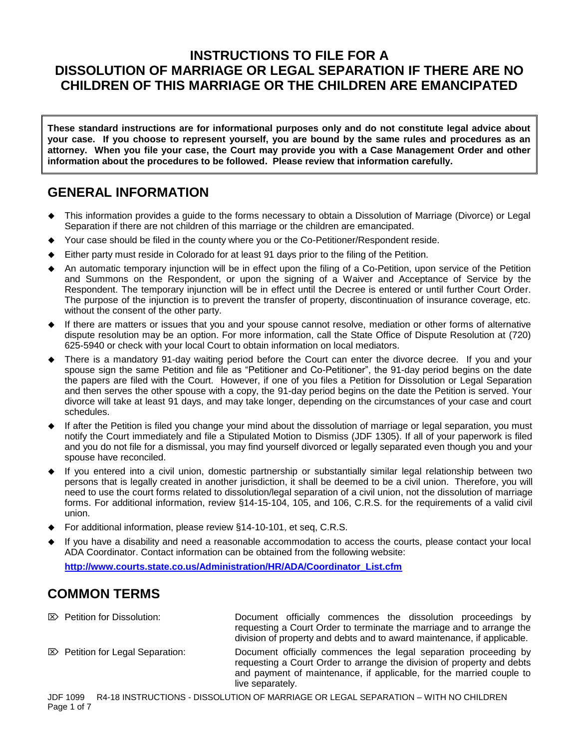# INSTRUCTIONS TO FILE FOR A DISSOLUTION OF MARRIAGE OR LEGAL SEPARATION IF THERE ARE NO CHILDREN OF THIS MARRIAGE OR THE CHILDREN ARE EMANCIPATED

**These standard instructions are for informational purposes only and do not constitute legal advice about your case. If you choose to represent yourself, you are bound by the same rules and procedures as an attorney. When you file your case, the Court may provide you with a Case Management Order and other information about the procedures to be followed. Please review that information carefully.**

## GENERAL INFORMATION

- This information provides a guide to the forms necessary to obtain a Dissolution of Marriage (Divorce) or Legal Separation if there are not children of this marriage or the children are emancipated.
- Your case should be filed in the county where you or the Co-Petitioner/Respondent reside.
- Either party must reside in Colorado for at least 91 days prior to the filing of the Petition.
- An automatic temporary injunction will be in effect upon the filing of a Co-Petition, upon service of the Petition and Summons on the Respondent, or upon the signing of a Waiver and Acceptance of Service by the Respondent. The temporary injunction will be in effect until the Decree is entered or until further Court Order. The purpose of the injunction is to prevent the transfer of property, discontinuation of insurance coverage, etc. without the consent of the other party.
- If there are matters or issues that you and your spouse cannot resolve, mediation or other forms of alternative dispute resolution may be an option. For more information, call the State Office of Dispute Resolution at (720) 625-5940 or check with your local Court to obtain information on local mediators.
- There is a mandatory 91-day waiting period before the Court can enter the divorce decree. If you and your spouse sign the same Petition and file as "Petitioner and Co-Petitioner", the 91-day period begins on the date the papers are filed with the Court. However, if one of you files a Petition for Dissolution or Legal Separation and then serves the other spouse with a copy, the 91-day period begins on the date the Petition is served. Your divorce will take at least 91 days, and may take longer, depending on the circumstances of your case and court schedules.
- If after the Petition is filed you change your mind about the dissolution of marriage or legal separation, you must notify the Court immediately and file a Stipulated Motion to Dismiss (JDF 1305). If all of your paperwork is filed and you do not file for a dismissal, you may find yourself divorced or legally separated even though you and your spouse have reconciled.
- If you entered into a civil union, domestic partnership or substantially similar legal relationship between two persons that is legally created in another jurisdiction, it shall be deemed to be a civil union. Therefore, you will need to use the court forms related to dissolution/legal separation of a civil union, not the dissolution of marriage forms. For additional information, review §14-15-104, 105, and 106, C.R.S. for the requirements of a valid civil union.
- For additional information, please review §14-10-101, et seq, C.R.S.
- If you have a disability and need a reasonable accommodation to access the courts, please contact your local ADA Coordinator. Contact information can be obtained from the following website: [http://www.courts.state.co.us/Administration/HR/ADA/Coordinator_List.cfm](http://www.courts.state.co.us/Administration/HR/ADA/Coordinator_List.cfm)

## COMMON TERMS

| Term | Definition |
|---|---|
| ⌦ Petition for Dissolution: | Document officially commences the dissolution proceedings by requesting a Court Order to terminate the marriage and to arrange the division of property and debts and to award maintenance, if applicable. |
| ⌦ Petition for Legal Separation: | Document officially commences the legal separation proceeding by requesting a Court Order to arrange the division of property and debts and payment of maintenance, if applicable, for the married couple to live separately. |

JDF 1099 R4-18 INSTRUCTIONS - DISSOLUTION OF MARRIAGE OR LEGAL SEPARATION – WITH NO CHILDREN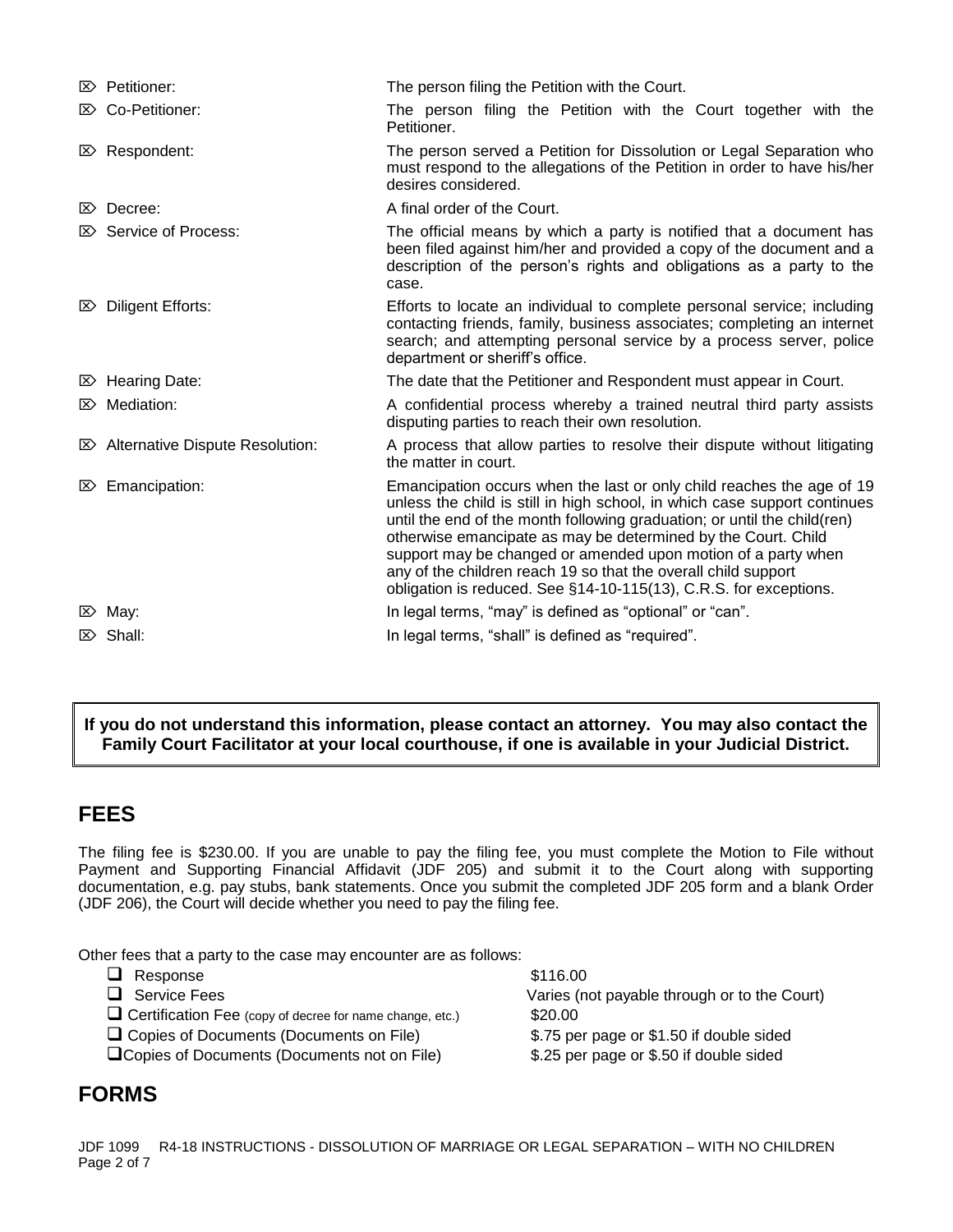| Term | Definition |
| --- | --- |
| ⌦ Petitioner: | The person filing the Petition with the Court. |
| ⌦ Co-Petitioner: | The person filing the Petition with the Court together with the Petitioner. |
| ⌦ Respondent: | The person served a Petition for Dissolution or Legal Separation who must respond to the allegations of the Petition in order to have his/her desires considered. |
| ⌦ Decree: | A final order of the Court. |
| ⌦ Service of Process: | The official means by which a party is notified that a document has been filed against him/her and provided a copy of the document and a description of the person's rights and obligations as a party to the case. |
| ⌦ Diligent Efforts: | Efforts to locate an individual to complete personal service; including contacting friends, family, business associates; completing an internet search; and attempting personal service by a process server, police department or sheriff's office. |
| ⌦ Hearing Date: | The date that the Petitioner and Respondent must appear in Court. |
| ⌦ Mediation: | A confidential process whereby a trained neutral third party assists disputing parties to reach their own resolution. |
| ⌦ Alternative Dispute Resolution: | A process that allow parties to resolve their dispute without litigating the matter in court. |
| ⌦ Emancipation: | Emancipation occurs when the last or only child reaches the age of 19 unless the child is still in high school, in which case support continues until the end of the month following graduation; or until the child(ren) otherwise emancipate as may be determined by the Court. Child support may be changed or amended upon motion of a party when any of the children reach 19 so that the overall child support obligation is reduced. See §14-10-115(13), C.R.S. for exceptions. |
| ⌦ May: | In legal terms, "may" is defined as "optional" or "can". |
| ⌦ Shall: | In legal terms, "shall" is defined as "required". |

**If you do not understand this information, please contact an attorney. You may also contact the Family Court Facilitator at your local courthouse, if one is available in your Judicial District.**

## FEES

The filing fee is $230.00. If you are unable to pay the filing fee, you must complete the Motion to File without Payment and Supporting Financial Affidavit (JDF 205) and submit it to the Court along with supporting documentation, e.g. pay stubs, bank statements. Once you submit the completed JDF 205 form and a blank Order (JDF 206), the Court will decide whether you need to pay the filing fee.

Other fees that a party to the case may encounter are as follows:

| Fee | Amount |
| --- | --- |
| ❑ Response | $116.00 |
| ❑ Service Fees | Varies (not payable through or to the Court) |
| ❑ Certification Fee (copy of decree for name change, etc.) | $20.00 |
| ❑ Copies of Documents (Documents on File) | $.75 per page or $1.50 if double sided |
| ❑ Copies of Documents (Documents not on File) | $.25 per page or $.50 if double sided |

## FORMS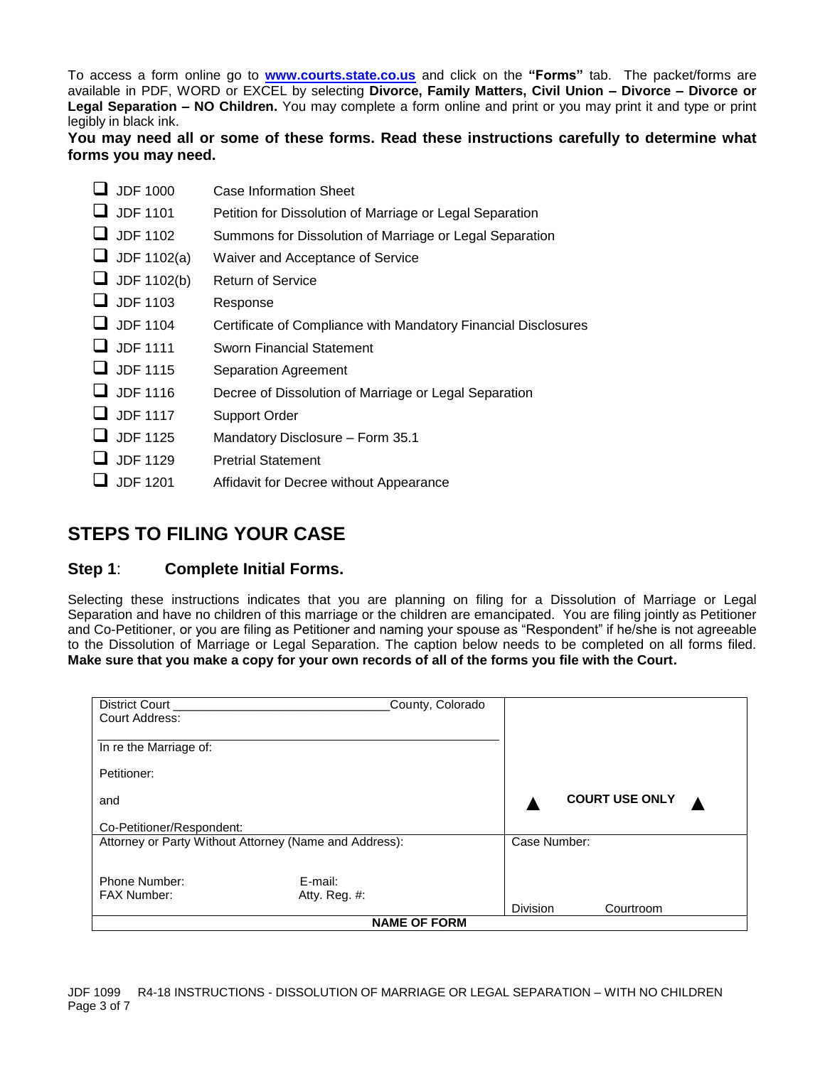To access a form online go to **www.courts.state.co.us** and click on the **"Forms"** tab. The packet/forms are available in PDF, WORD or EXCEL by selecting **Divorce, Family Matters, Civil Union – Divorce – Divorce or Legal Separation – NO Children.** You may complete a form online and print or you may print it and type or print legibly in black ink.

**You may need all or some of these forms. Read these instructions carefully to determine what forms you may need.**

- ☐ JDF 1000 Case Information Sheet
- ☐ JDF 1101 Petition for Dissolution of Marriage or Legal Separation
- ☐ JDF 1102 Summons for Dissolution of Marriage or Legal Separation
- ☐ JDF 1102(a) Waiver and Acceptance of Service
- ☐ JDF 1102(b) Return of Service
- ☐ JDF 1103 Response
- ☐ JDF 1104 Certificate of Compliance with Mandatory Financial Disclosures
- ☐ JDF 1111 Sworn Financial Statement
- ☐ JDF 1115 Separation Agreement
- ☐ JDF 1116 Decree of Dissolution of Marriage or Legal Separation
- ☐ JDF 1117 Support Order
- ☐ JDF 1125 Mandatory Disclosure – Form 35.1
- ☐ JDF 1129 Pretrial Statement
- ☐ JDF 1201 Affidavit for Decree without Appearance

## STEPS TO FILING YOUR CASE

### Step 1: Complete Initial Forms.

Selecting these instructions indicates that you are planning on filing for a Dissolution of Marriage or Legal Separation and have no children of this marriage or the children are emancipated. You are filing jointly as Petitioner and Co-Petitioner, or you are filing as Petitioner and naming your spouse as "Respondent" if he/she is not agreeable to the Dissolution of Marriage or Legal Separation. The caption below needs to be completed on all forms filed. **Make sure that you make a copy for your own records of all of the forms you file with the Court.**

| | |
|---|---|
| District Court ______________________________ County, Colorado<br>Court Address:<br><br>In re the Marriage of:<br><br>Petitioner:<br><br>and<br><br>Co-Petitioner/Respondent: | ▲ **COURT USE ONLY** ▲ |
| Attorney or Party Without Attorney (Name and Address):<br><br>Phone Number: E-mail:<br>FAX Number: Atty. Reg. #: | Case Number:<br><br>Division Courtroom |
| **NAME OF FORM** | |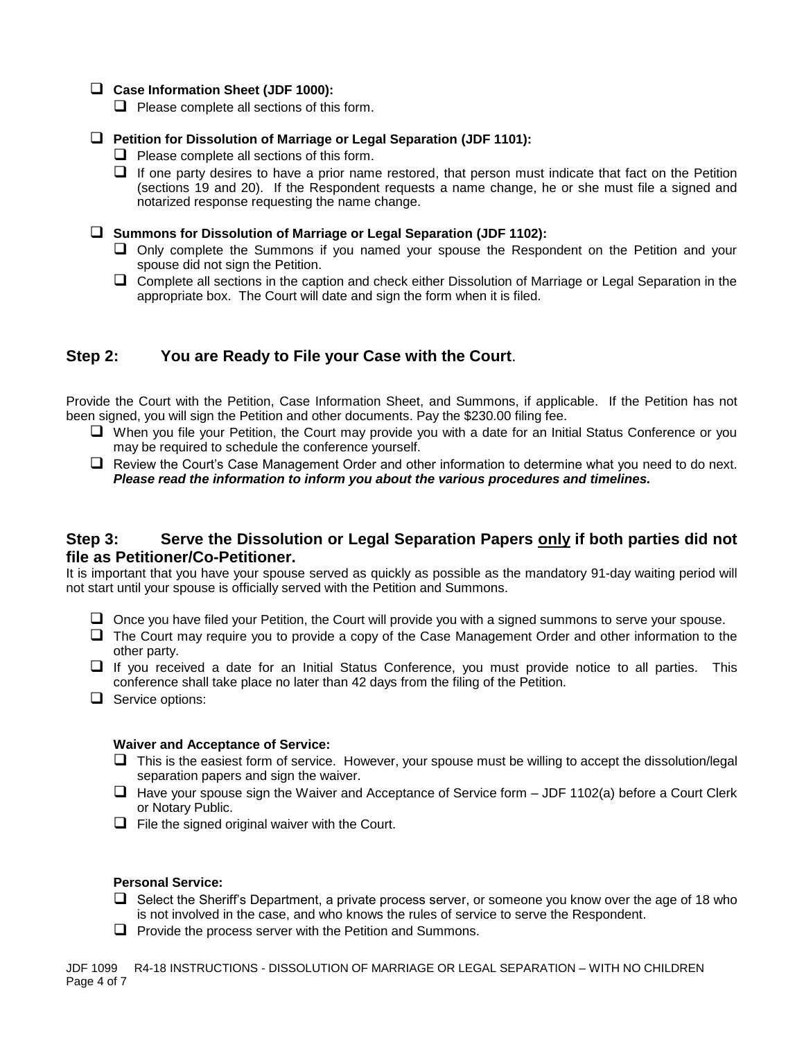- ❑ **Case Information Sheet (JDF 1000):**
  - ❑ Please complete all sections of this form.

- ❑ **Petition for Dissolution of Marriage or Legal Separation (JDF 1101):**
  - ❑ Please complete all sections of this form.
  - ❑ If one party desires to have a prior name restored, that person must indicate that fact on the Petition (sections 19 and 20). If the Respondent requests a name change, he or she must file a signed and notarized response requesting the name change.

- ❑ **Summons for Dissolution of Marriage or Legal Separation (JDF 1102):**
  - ❑ Only complete the Summons if you named your spouse the Respondent on the Petition and your spouse did not sign the Petition.
  - ❑ Complete all sections in the caption and check either Dissolution of Marriage or Legal Separation in the appropriate box. The Court will date and sign the form when it is filed.

## Step 2: You are Ready to File your Case with the Court.

Provide the Court with the Petition, Case Information Sheet, and Summons, if applicable. If the Petition has not been signed, you will sign the Petition and other documents. Pay the $230.00 filing fee.

- ❑ When you file your Petition, the Court may provide you with a date for an Initial Status Conference or you may be required to schedule the conference yourself.
- ❑ Review the Court's Case Management Order and other information to determine what you need to do next. ***Please read the information to inform you about the various procedures and timelines.***

## Step 3: Serve the Dissolution or Legal Separation Papers <u>only</u> if both parties did not file as Petitioner/Co-Petitioner.

It is important that you have your spouse served as quickly as possible as the mandatory 91-day waiting period will not start until your spouse is officially served with the Petition and Summons.

- ❑ Once you have filed your Petition, the Court will provide you with a signed summons to serve your spouse.
- ❑ The Court may require you to provide a copy of the Case Management Order and other information to the other party.
- ❑ If you received a date for an Initial Status Conference, you must provide notice to all parties. This conference shall take place no later than 42 days from the filing of the Petition.
- ❑ Service options:

**Waiver and Acceptance of Service:**

- ❑ This is the easiest form of service. However, your spouse must be willing to accept the dissolution/legal separation papers and sign the waiver.
- ❑ Have your spouse sign the Waiver and Acceptance of Service form – JDF 1102(a) before a Court Clerk or Notary Public.
- ❑ File the signed original waiver with the Court.

**Personal Service:**

- ❑ Select the Sheriff's Department, a private process server, or someone you know over the age of 18 who is not involved in the case, and who knows the rules of service to serve the Respondent.
- ❑ Provide the process server with the Petition and Summons.

JDF 1099 R4-18 INSTRUCTIONS - DISSOLUTION OF MARRIAGE OR LEGAL SEPARATION – WITH NO CHILDREN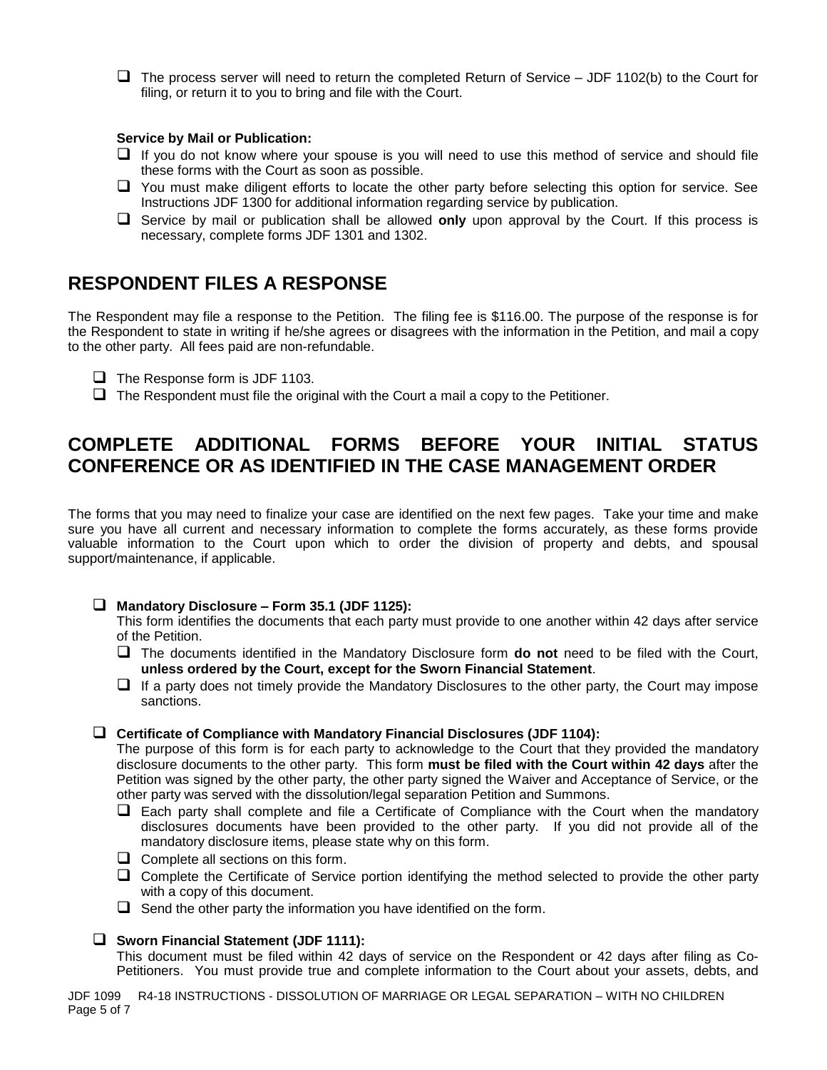- ☐ The process server will need to return the completed Return of Service – JDF 1102(b) to the Court for filing, or return it to you to bring and file with the Court.

**Service by Mail or Publication:**

- ☐ If you do not know where your spouse is you will need to use this method of service and should file these forms with the Court as soon as possible.
- ☐ You must make diligent efforts to locate the other party before selecting this option for service. See Instructions JDF 1300 for additional information regarding service by publication.
- ☐ Service by mail or publication shall be allowed **only** upon approval by the Court. If this process is necessary, complete forms JDF 1301 and 1302.

## RESPONDENT FILES A RESPONSE

The Respondent may file a response to the Petition. The filing fee is $116.00. The purpose of the response is for the Respondent to state in writing if he/she agrees or disagrees with the information in the Petition, and mail a copy to the other party. All fees paid are non-refundable.

- ☐ The Response form is JDF 1103.
- ☐ The Respondent must file the original with the Court a mail a copy to the Petitioner.

## COMPLETE ADDITIONAL FORMS BEFORE YOUR INITIAL STATUS CONFERENCE OR AS IDENTIFIED IN THE CASE MANAGEMENT ORDER

The forms that you may need to finalize your case are identified on the next few pages. Take your time and make sure you have all current and necessary information to complete the forms accurately, as these forms provide valuable information to the Court upon which to order the division of property and debts, and spousal support/maintenance, if applicable.

- ☐ **Mandatory Disclosure – Form 35.1 (JDF 1125):**
  This form identifies the documents that each party must provide to one another within 42 days after service of the Petition.
  - ☐ The documents identified in the Mandatory Disclosure form **do not** need to be filed with the Court, **unless ordered by the Court, except for the Sworn Financial Statement**.
  - ☐ If a party does not timely provide the Mandatory Disclosures to the other party, the Court may impose sanctions.

- ☐ **Certificate of Compliance with Mandatory Financial Disclosures (JDF 1104):**
  The purpose of this form is for each party to acknowledge to the Court that they provided the mandatory disclosure documents to the other party. This form **must be filed with the Court within 42 days** after the Petition was signed by the other party, the other party signed the Waiver and Acceptance of Service, or the other party was served with the dissolution/legal separation Petition and Summons.
  - ☐ Each party shall complete and file a Certificate of Compliance with the Court when the mandatory disclosures documents have been provided to the other party. If you did not provide all of the mandatory disclosure items, please state why on this form.
  - ☐ Complete all sections on this form.
  - ☐ Complete the Certificate of Service portion identifying the method selected to provide the other party with a copy of this document.
  - ☐ Send the other party the information you have identified on the form.

- ☐ **Sworn Financial Statement (JDF 1111):**
  This document must be filed within 42 days of service on the Respondent or 42 days after filing as Co-Petitioners. You must provide true and complete information to the Court about your assets, debts, and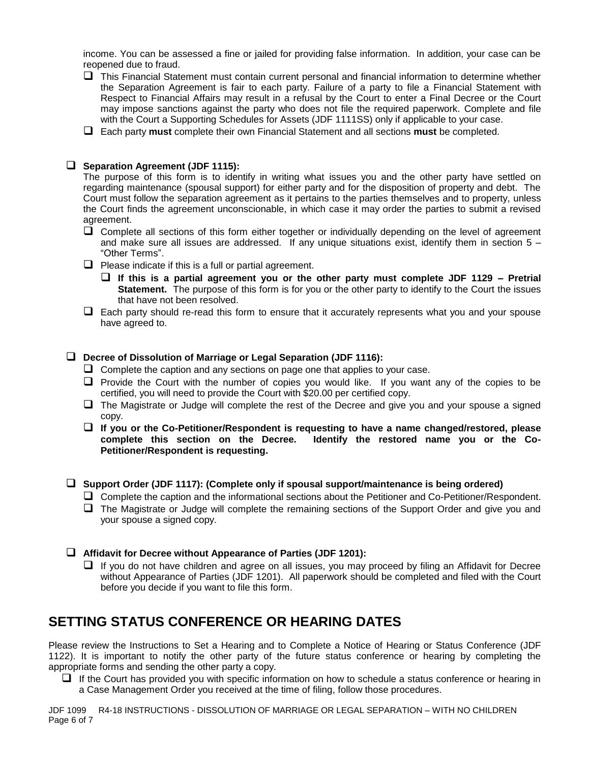income. You can be assessed a fine or jailed for providing false information. In addition, your case can be reopened due to fraud.

- ❑ This Financial Statement must contain current personal and financial information to determine whether the Separation Agreement is fair to each party. Failure of a party to file a Financial Statement with Respect to Financial Affairs may result in a refusal by the Court to enter a Final Decree or the Court may impose sanctions against the party who does not file the required paperwork. Complete and file with the Court a Supporting Schedules for Assets (JDF 1111SS) only if applicable to your case.
- ❑ Each party **must** complete their own Financial Statement and all sections **must** be completed.

❑ **Separation Agreement (JDF 1115):**

The purpose of this form is to identify in writing what issues you and the other party have settled on regarding maintenance (spousal support) for either party and for the disposition of property and debt. The Court must follow the separation agreement as it pertains to the parties themselves and to property, unless the Court finds the agreement unconscionable, in which case it may order the parties to submit a revised agreement.

- ❑ Complete all sections of this form either together or individually depending on the level of agreement and make sure all issues are addressed. If any unique situations exist, identify them in section 5 – "Other Terms".
- ❑ Please indicate if this is a full or partial agreement.
  - ❑ **If this is a partial agreement you or the other party must complete JDF 1129 – Pretrial Statement.** The purpose of this form is for you or the other party to identify to the Court the issues that have not been resolved.
- ❑ Each party should re-read this form to ensure that it accurately represents what you and your spouse have agreed to.

❑ **Decree of Dissolution of Marriage or Legal Separation (JDF 1116):**

- ❑ Complete the caption and any sections on page one that applies to your case.
- ❑ Provide the Court with the number of copies you would like. If you want any of the copies to be certified, you will need to provide the Court with $20.00 per certified copy.
- ❑ The Magistrate or Judge will complete the rest of the Decree and give you and your spouse a signed copy.
- ❑ **If you or the Co-Petitioner/Respondent is requesting to have a name changed/restored, please complete this section on the Decree. Identify the restored name you or the Co-Petitioner/Respondent is requesting.**

❑ **Support Order (JDF 1117): (Complete only if spousal support/maintenance is being ordered)**

- ❑ Complete the caption and the informational sections about the Petitioner and Co-Petitioner/Respondent.
- ❑ The Magistrate or Judge will complete the remaining sections of the Support Order and give you and your spouse a signed copy.

❑ **Affidavit for Decree without Appearance of Parties (JDF 1201):**

- ❑ If you do not have children and agree on all issues, you may proceed by filing an Affidavit for Decree without Appearance of Parties (JDF 1201). All paperwork should be completed and filed with the Court before you decide if you want to file this form.

## SETTING STATUS CONFERENCE OR HEARING DATES

Please review the Instructions to Set a Hearing and to Complete a Notice of Hearing or Status Conference (JDF 1122). It is important to notify the other party of the future status conference or hearing by completing the appropriate forms and sending the other party a copy.

- ❑ If the Court has provided you with specific information on how to schedule a status conference or hearing in a Case Management Order you received at the time of filing, follow those procedures.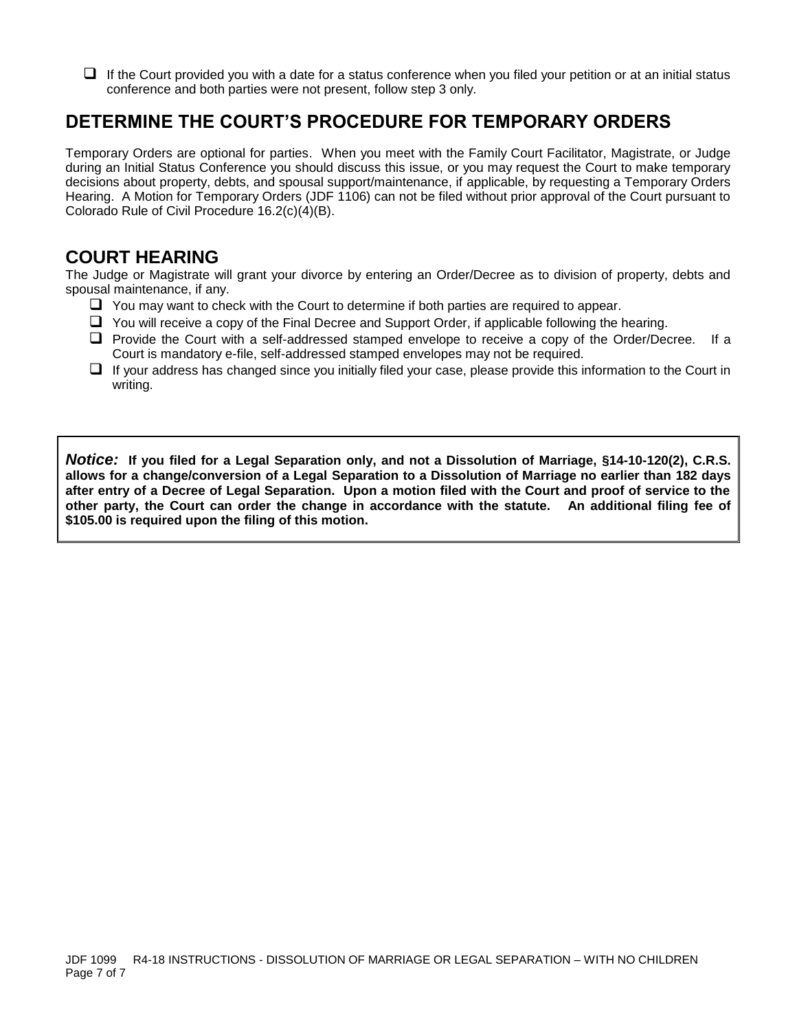- If the Court provided you with a date for a status conference when you filed your petition or at an initial status conference and both parties were not present, follow step 3 only.

## DETERMINE THE COURT'S PROCEDURE FOR TEMPORARY ORDERS

Temporary Orders are optional for parties. When you meet with the Family Court Facilitator, Magistrate, or Judge during an Initial Status Conference you should discuss this issue, or you may request the Court to make temporary decisions about property, debts, and spousal support/maintenance, if applicable, by requesting a Temporary Orders Hearing. A Motion for Temporary Orders (JDF 1106) can not be filed without prior approval of the Court pursuant to Colorado Rule of Civil Procedure 16.2(c)(4)(B).

## COURT HEARING

The Judge or Magistrate will grant your divorce by entering an Order/Decree as to division of property, debts and spousal maintenance, if any.

- You may want to check with the Court to determine if both parties are required to appear.
- You will receive a copy of the Final Decree and Support Order, if applicable following the hearing.
- Provide the Court with a self-addressed stamped envelope to receive a copy of the Order/Decree. If a Court is mandatory e-file, self-addressed stamped envelopes may not be required.
- If your address has changed since you initially filed your case, please provide this information to the Court in writing.

***Notice:*** **If you filed for a Legal Separation only, and not a Dissolution of Marriage, §14-10-120(2), C.R.S. allows for a change/conversion of a Legal Separation to a Dissolution of Marriage no earlier than 182 days after entry of a Decree of Legal Separation. Upon a motion filed with the Court and proof of service to the other party, the Court can order the change in accordance with the statute. An additional filing fee of $105.00 is required upon the filing of this motion.**